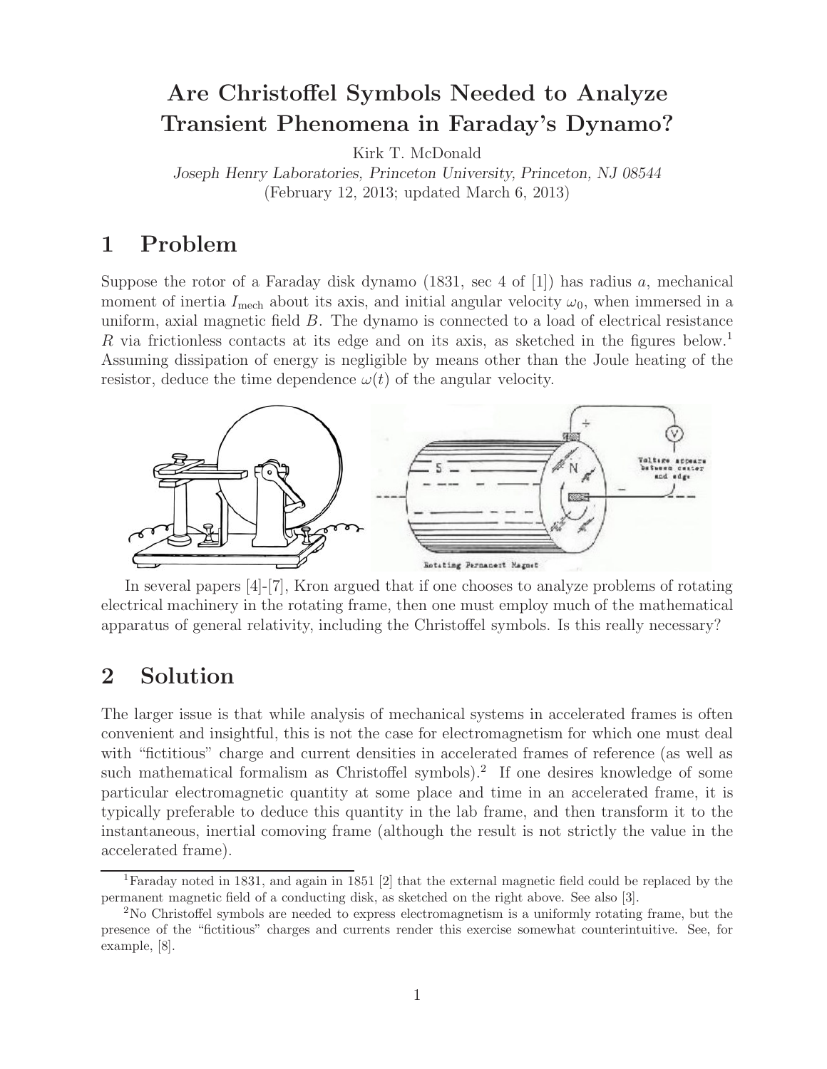# Are Christoffel Symbols Needed to Analyze Transient Phenomena in Faraday's Dynamo?

Kirk T. McDonald

*Joseph Henry Laboratories, Princeton University, Princeton, NJ 08544*

(February 12, 2013; updated March 6, 2013)

## 1 Problem

Suppose the rotor of a Faraday disk dynamo (1831, sec 4 of [1]) has radius $a$, mechanical moment of inertia $I_{\rm mech}$ about its axis, and initial angular velocity $\omega_0$, when immersed in a uniform, axial magnetic field $B$. The dynamo is connected to a load of electrical resistance $R$ via frictionless contacts at its edge and on its axis, as sketched in the figures below.[1] Assuming dissipation of energy is negligible by means other than the Joule heating of the resistor, deduce the time dependence $\omega(t)$ of the angular velocity.

In several papers [4]-[7], Kron argued that if one chooses to analyze problems of rotating electrical machinery in the rotating frame, then one must employ much of the mathematical apparatus of general relativity, including the Christoffel symbols. Is this really necessary?

## 2 Solution

The larger issue is that while analysis of mechanical systems in accelerated frames is often convenient and insightful, this is not the case for electromagnetism for which one must deal with "fictitious" charge and current densities in accelerated frames of reference (as well as such mathematical formalism as Christoffel symbols).[2] If one desires knowledge of some particular electromagnetic quantity at some place and time in an accelerated frame, it is typically preferable to deduce this quantity in the lab frame, and then transform it to the instantaneous, inertial comoving frame (although the result is not strictly the value in the accelerated frame).

[1] Faraday noted in 1831, and again in 1851 [2] that the external magnetic field could be replaced by the permanent magnetic field of a conducting disk, as sketched on the right above. See also [3].

[2] No Christoffel symbols are needed to express electromagnetism is a uniformly rotating frame, but the presence of the "fictitious" charges and currents render this exercise somewhat counterintuitive. See, for example, [8].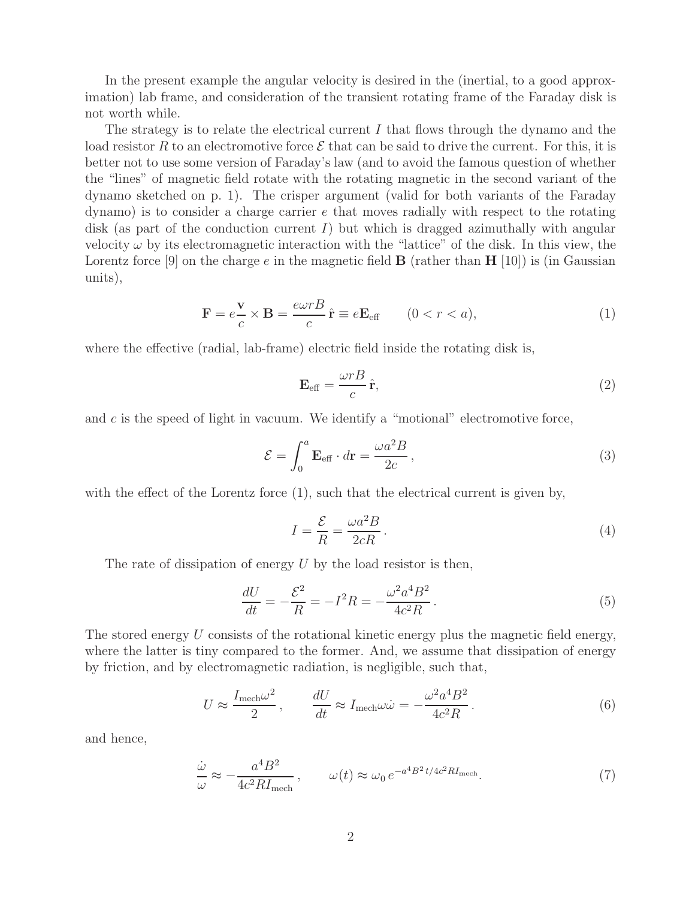In the present example the angular velocity is desired in the (inertial, to a good approximation) lab frame, and consideration of the transient rotating frame of the Faraday disk is not worth while.

The strategy is to relate the electrical current $I$ that flows through the dynamo and the load resistor $R$ to an electromotive force $\mathcal{E}$ that can be said to drive the current. For this, it is better not to use some version of Faraday's law (and to avoid the famous question of whether the "lines" of magnetic field rotate with the rotating magnetic in the second variant of the dynamo sketched on p. 1). The crisper argument (valid for both variants of the Faraday dynamo) is to consider a charge carrier $e$ that moves radially with respect to the rotating disk (as part of the conduction current $I$) but which is dragged azimuthally with angular velocity $\omega$ by its electromagnetic interaction with the "lattice" of the disk. In this view, the Lorentz force [9] on the charge $e$ in the magnetic field $\mathbf{B}$ (rather than $\mathbf{H}$ [10]) is (in Gaussian units),

$$\mathbf{F} = e\frac{\mathbf{v}}{c} \times \mathbf{B} = \frac{e\omega r B}{c}\,\hat{\mathbf{r}} \equiv e\mathbf{E}_{\rm eff} \qquad (0 < r < a), \tag{1}$$

where the effective (radial, lab-frame) electric field inside the rotating disk is,

$$\mathbf{E}_{\rm eff} = \frac{\omega r B}{c}\,\hat{\mathbf{r}}, \tag{2}$$

and $c$ is the speed of light in vacuum. We identify a "motional" electromotive force,

$$\mathcal{E} = \int_0^a \mathbf{E}_{\rm eff} \cdot d\mathbf{r} = \frac{\omega a^2 B}{2c}\,, \tag{3}$$

with the effect of the Lorentz force (1), such that the electrical current is given by,

$$I = \frac{\mathcal{E}}{R} = \frac{\omega a^2 B}{2cR}\,. \tag{4}$$

The rate of dissipation of energy $U$ by the load resistor is then,

$$\frac{dU}{dt} = -\frac{\mathcal{E}^2}{R} = -I^2 R = -\frac{\omega^2 a^4 B^2}{4c^2 R}\,. \tag{5}$$

The stored energy $U$ consists of the rotational kinetic energy plus the magnetic field energy, where the latter is tiny compared to the former. And, we assume that dissipation of energy by friction, and by electromagnetic radiation, is negligible, such that,

$$U \approx \frac{I_{\rm mech}\omega^2}{2}\,, \qquad \frac{dU}{dt} \approx I_{\rm mech}\omega\dot{\omega} = -\frac{\omega^2 a^4 B^2}{4c^2 R}\,. \tag{6}$$

and hence,

$$\frac{\dot{\omega}}{\omega} \approx -\frac{a^4 B^2}{4c^2 R I_{\rm mech}}\,, \qquad \omega(t) \approx \omega_0\, e^{-a^4 B^2\, t/4c^2 R I_{\rm mech}}. \tag{7}$$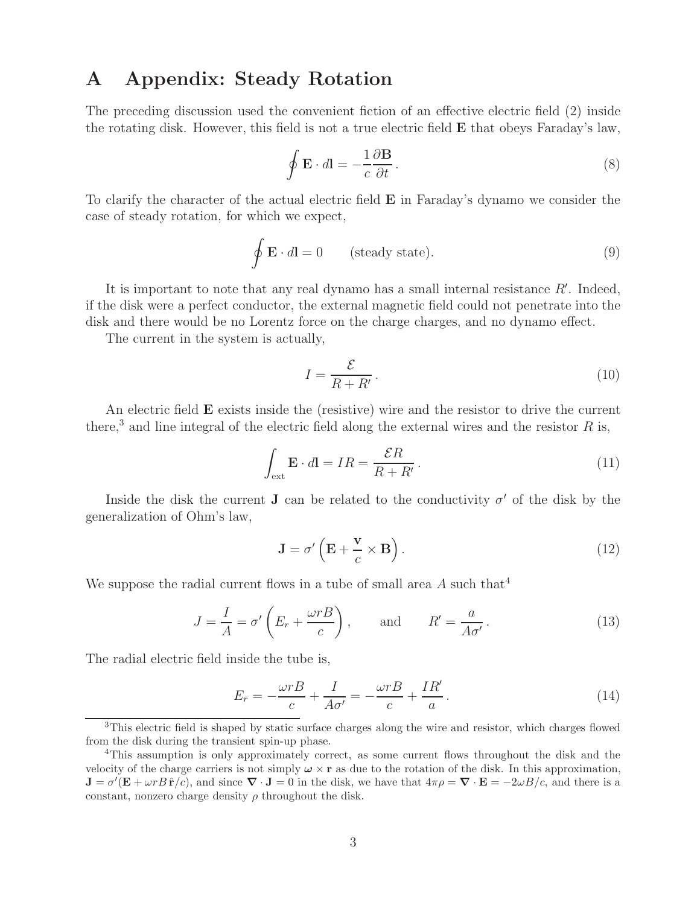# A Appendix: Steady Rotation

The preceding discussion used the convenient fiction of an effective electric field (2) inside the rotating disk. However, this field is not a true electric field $\mathbf{E}$ that obeys Faraday's law,

$$\oint \mathbf{E} \cdot d\mathbf{l} = -\frac{1}{c}\frac{\partial \mathbf{B}}{\partial t}. \tag{8}$$

To clarify the character of the actual electric field $\mathbf{E}$ in Faraday's dynamo we consider the case of steady rotation, for which we expect,

$$\oint \mathbf{E} \cdot d\mathbf{l} = 0 \qquad \text{(steady state)}. \tag{9}$$

It is important to note that any real dynamo has a small internal resistance $R'$. Indeed, if the disk were a perfect conductor, the external magnetic field could not penetrate into the disk and there would be no Lorentz force on the charge charges, and no dynamo effect.

The current in the system is actually,

$$I = \frac{\mathcal{E}}{R + R'}. \tag{10}$$

An electric field $\mathbf{E}$ exists inside the (resistive) wire and the resistor to drive the current there,[3] and line integral of the electric field along the external wires and the resistor $R$ is,

$$\int_{\text{ext}} \mathbf{E} \cdot d\mathbf{l} = IR = \frac{\mathcal{E} R}{R + R'}. \tag{11}$$

Inside the disk the current $\mathbf{J}$ can be related to the conductivity $\sigma'$ of the disk by the generalization of Ohm's law,

$$\mathbf{J} = \sigma' \left( \mathbf{E} + \frac{\mathbf{v}}{c} \times \mathbf{B} \right). \tag{12}$$

We suppose the radial current flows in a tube of small area $A$ such that[4]

$$J = \frac{I}{A} = \sigma' \left( E_r + \frac{\omega r B}{c} \right), \qquad \text{and} \qquad R' = \frac{a}{A\sigma'}. \tag{13}$$

The radial electric field inside the tube is,

$$E_r = -\frac{\omega r B}{c} + \frac{I}{A\sigma'} = -\frac{\omega r B}{c} + \frac{IR'}{a}. \tag{14}$$

[3] This electric field is shaped by static surface charges along the wire and resistor, which charges flowed from the disk during the transient spin-up phase.

[4] This assumption is only approximately correct, as some current flows throughout the disk and the velocity of the charge carriers is not simply $\boldsymbol{\omega} \times \mathbf{r}$ as due to the rotation of the disk. In this approximation, $\mathbf{J} = \sigma'(\mathbf{E} + \omega r B\,\hat{\mathbf{r}}/c)$, and since $\boldsymbol{\nabla} \cdot \mathbf{J} = 0$ in the disk, we have that $4\pi\rho = \boldsymbol{\nabla} \cdot \mathbf{E} = -2\omega B/c$, and there is a constant, nonzero charge density $\rho$ throughout the disk.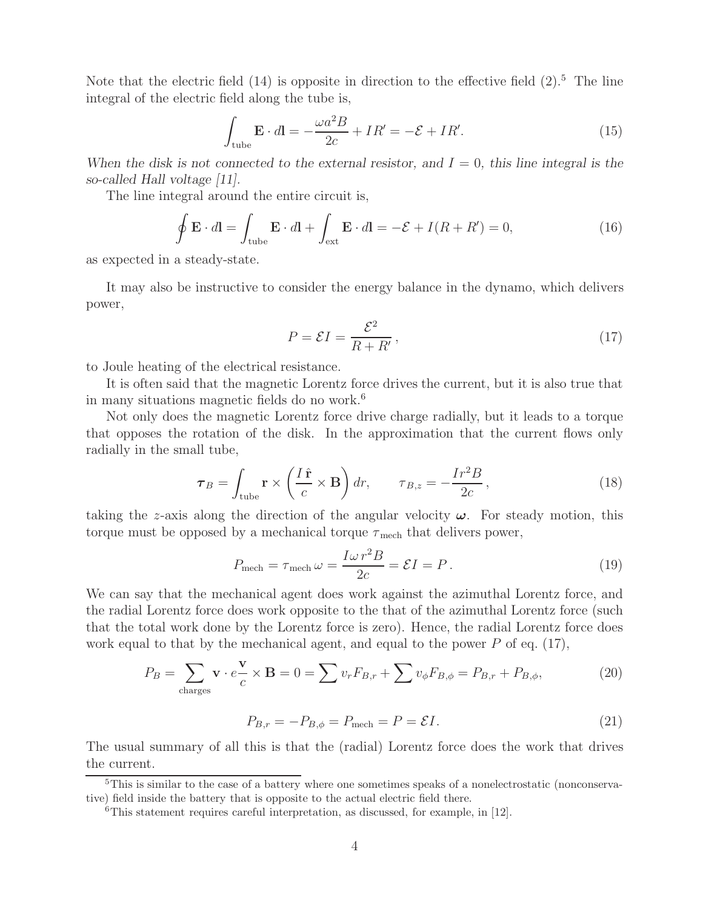Note that the electric field (14) is opposite in direction to the effective field (2).[5] The line integral of the electric field along the tube is,

$$\int_{\text{tube}} \mathbf{E} \cdot d\mathbf{l} = -\frac{\omega a^2 B}{2c} + IR' = -\mathcal{E} + IR'. \tag{15}$$

*When the disk is not connected to the external resistor, and $I = 0$, this line integral is the so-called Hall voltage [11].*

The line integral around the entire circuit is,

$$\oint \mathbf{E} \cdot d\mathbf{l} = \int_{\text{tube}} \mathbf{E} \cdot d\mathbf{l} + \int_{\text{ext}} \mathbf{E} \cdot d\mathbf{l} = -\mathcal{E} + I(R + R') = 0, \tag{16}$$

as expected in a steady-state.

It may also be instructive to consider the energy balance in the dynamo, which delivers power,

$$P = \mathcal{E} I = \frac{\mathcal{E}^2}{R + R'}, \tag{17}$$

to Joule heating of the electrical resistance.

It is often said that the magnetic Lorentz force drives the current, but it is also true that in many situations magnetic fields do no work.[6]

Not only does the magnetic Lorentz force drive charge radially, but it leads to a torque that opposes the rotation of the disk. In the approximation that the current flows only radially in the small tube,

$$\boldsymbol{\tau}_B = \int_{\text{tube}} \mathbf{r} \times \left( \frac{I\,\hat{\mathbf{r}}}{c} \times \mathbf{B} \right) dr, \qquad \tau_{B,z} = -\frac{Ir^2 B}{2c}, \tag{18}$$

taking the $z$-axis along the direction of the angular velocity $\boldsymbol{\omega}$. For steady motion, this torque must be opposed by a mechanical torque $\tau_{\text{mech}}$ that delivers power,

$$P_{\text{mech}} = \tau_{\text{mech}}\, \omega = \frac{I\omega\, r^2 B}{2c} = \mathcal{E} I = P. \tag{19}$$

We can say that the mechanical agent does work against the azimuthal Lorentz force, and the radial Lorentz force does work opposite to the that of the azimuthal Lorentz force (such that the total work done by the Lorentz force is zero). Hence, the radial Lorentz force does work equal to that by the mechanical agent, and equal to the power $P$ of eq. (17),

$$P_B = \sum_{\text{charges}} \mathbf{v} \cdot e\frac{\mathbf{v}}{c} \times \mathbf{B} = 0 = \sum v_r F_{B,r} + \sum v_\phi F_{B,\phi} = P_{B,r} + P_{B,\phi}, \tag{20}$$

$$P_{B,r} = -P_{B,\phi} = P_{\text{mech}} = P = \mathcal{E} I. \tag{21}$$

The usual summary of all this is that the (radial) Lorentz force does the work that drives the current.

---

[5] This is similar to the case of a battery where one sometimes speaks of a nonelectrostatic (nonconservative) field inside the battery that is opposite to the actual electric field there.

[6] This statement requires careful interpretation, as discussed, for example, in [12].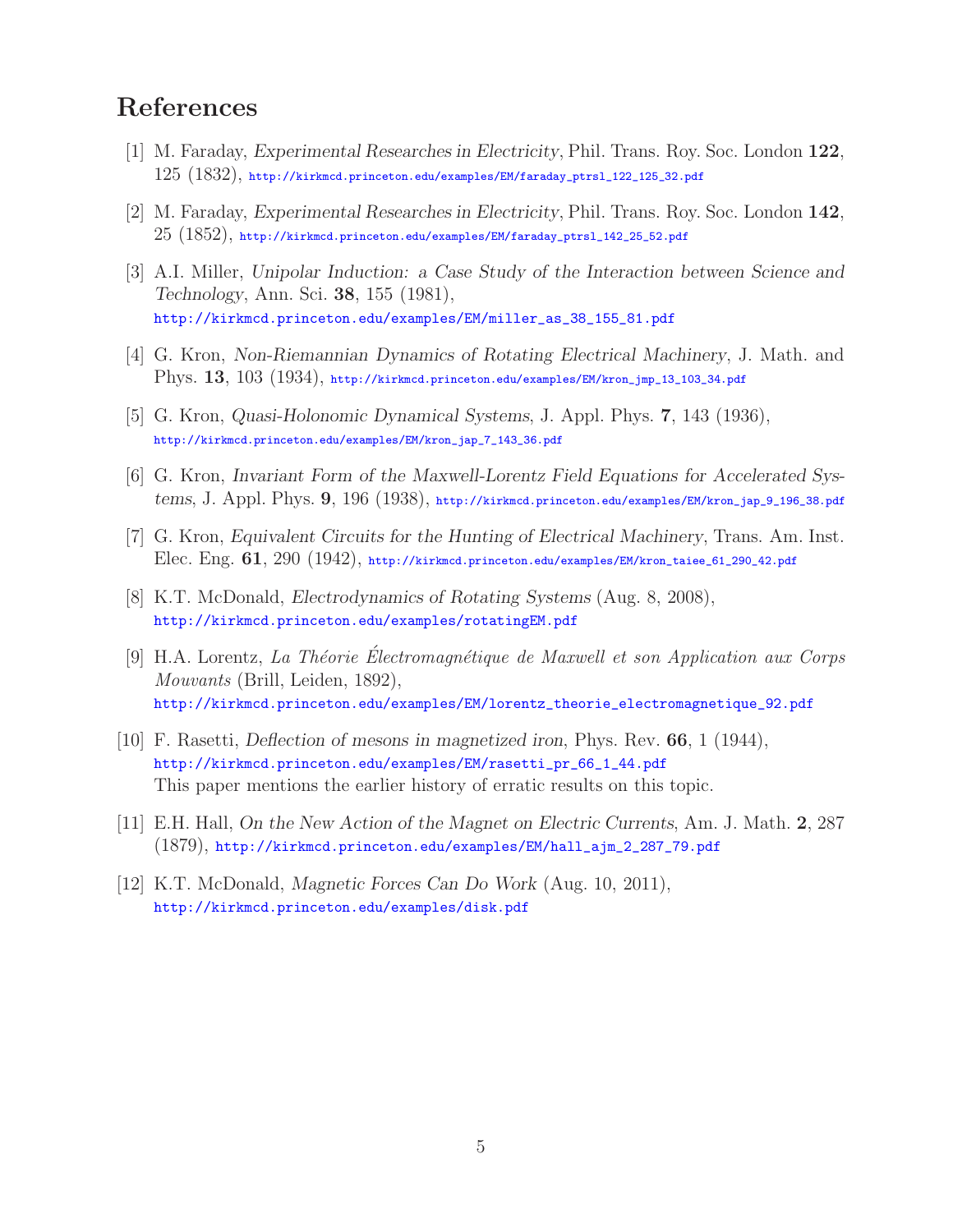# References

[1] M. Faraday, *Experimental Researches in Electricity*, Phil. Trans. Roy. Soc. London **122**, 125 (1832), http://kirkmcd.princeton.edu/examples/EM/faraday_ptrsl_122_125_32.pdf

[2] M. Faraday, *Experimental Researches in Electricity*, Phil. Trans. Roy. Soc. London **142**, 25 (1852), http://kirkmcd.princeton.edu/examples/EM/faraday_ptrsl_142_25_52.pdf

[3] A.I. Miller, *Unipolar Induction: a Case Study of the Interaction between Science and Technology*, Ann. Sci. **38**, 155 (1981), http://kirkmcd.princeton.edu/examples/EM/miller_as_38_155_81.pdf

[4] G. Kron, *Non-Riemannian Dynamics of Rotating Electrical Machinery*, J. Math. and Phys. **13**, 103 (1934), http://kirkmcd.princeton.edu/examples/EM/kron_jmp_13_103_34.pdf

[5] G. Kron, *Quasi-Holonomic Dynamical Systems*, J. Appl. Phys. **7**, 143 (1936), http://kirkmcd.princeton.edu/examples/EM/kron_jap_7_143_36.pdf

[6] G. Kron, *Invariant Form of the Maxwell-Lorentz Field Equations for Accelerated Systems*, J. Appl. Phys. **9**, 196 (1938), http://kirkmcd.princeton.edu/examples/EM/kron_jap_9_196_38.pdf

[7] G. Kron, *Equivalent Circuits for the Hunting of Electrical Machinery*, Trans. Am. Inst. Elec. Eng. **61**, 290 (1942), http://kirkmcd.princeton.edu/examples/EM/kron_taiee_61_290_42.pdf

[8] K.T. McDonald, *Electrodynamics of Rotating Systems* (Aug. 8, 2008), http://kirkmcd.princeton.edu/examples/rotatingEM.pdf

[9] H.A. Lorentz, *La Théorie Électromagnétique de Maxwell et son Application aux Corps Mouvants* (Brill, Leiden, 1892), http://kirkmcd.princeton.edu/examples/EM/lorentz_theorie_electromagnetique_92.pdf

[10] F. Rasetti, *Deflection of mesons in magnetized iron*, Phys. Rev. **66**, 1 (1944), http://kirkmcd.princeton.edu/examples/EM/rasetti_pr_66_1_44.pdf
This paper mentions the earlier history of erratic results on this topic.

[11] E.H. Hall, *On the New Action of the Magnet on Electric Currents*, Am. J. Math. **2**, 287 (1879), http://kirkmcd.princeton.edu/examples/EM/hall_ajm_2_287_79.pdf

[12] K.T. McDonald, *Magnetic Forces Can Do Work* (Aug. 10, 2011), http://kirkmcd.princeton.edu/examples/disk.pdf